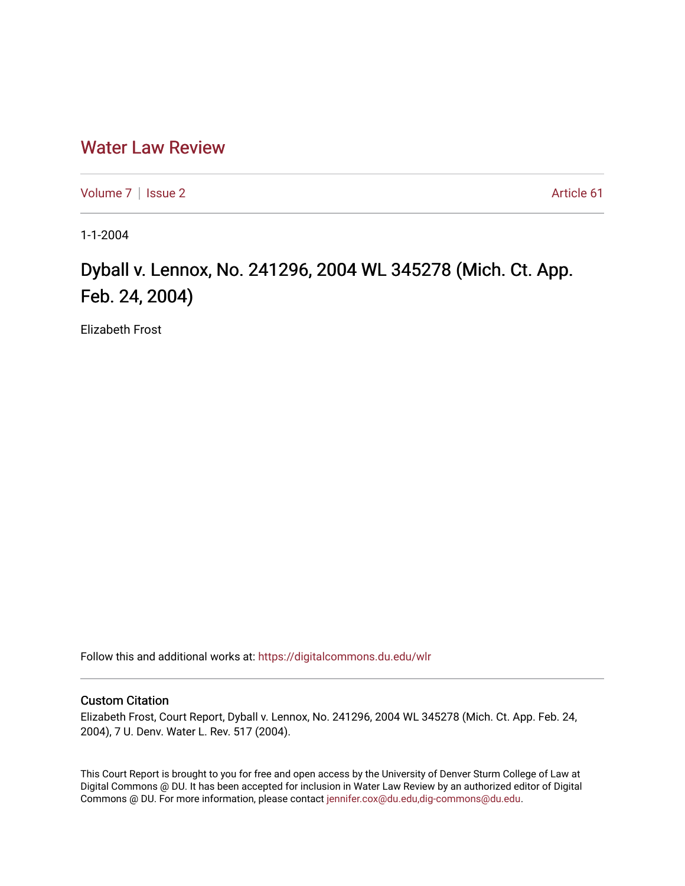# Water Law Review

Volume 7 | Issue 2 Article 61

1-1-2004

## Dyball v. Lennox, No. 241296, 2004 WL 345278 (Mich. Ct. App. Feb. 24, 2004)

Elizabeth Frost

Follow this and additional works at: https://digitalcommons.du.edu/wlr

### Custom Citation

Elizabeth Frost, Court Report, Dyball v. Lennox, No. 241296, 2004 WL 345278 (Mich. Ct. App. Feb. 24, 2004), 7 U. Denv. Water L. Rev. 517 (2004).

This Court Report is brought to you for free and open access by the University of Denver Sturm College of Law at Digital Commons @ DU. It has been accepted for inclusion in Water Law Review by an authorized editor of Digital Commons @ DU. For more information, please contact jennifer.cox@du.edu,dig-commons@du.edu.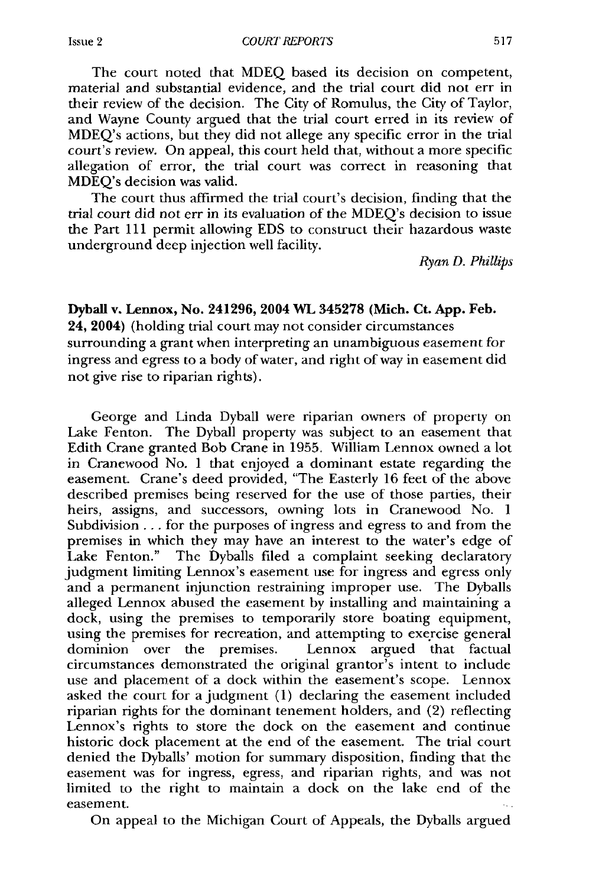The court noted that MDEQ based its decision on competent, material and substantial evidence, and the trial court did not err in their review of the decision. The City of Romulus, the City of Taylor, and Wayne County argued that the trial court erred in its review of MDEQ's actions, but they did not allege any specific error in the trial court's review. On appeal, this court held that, without a more specific allegation of error, the trial court was correct in reasoning that MDEQ's decision was valid.

The court thus affirmed the trial court's decision, finding that the trial court did not err in its evaluation of the MDEQ's decision to issue the Part 111 permit allowing EDS to construct their hazardous waste underground deep injection well facility.

*Ryan D. Phillips*

**Dyball v. Lennox, No. 241296, 2004 WL 345278 (Mich. Ct. App. Feb. 24, 2004)** (holding trial court may not consider circumstances surrounding a grant when interpreting an unambiguous easement for ingress and egress to a body of water, and right of way in easement did not give rise to riparian rights).

George and Linda Dyball were riparian owners of property on Lake Fenton. The Dyball property was subject to an easement that Edith Crane granted Bob Crane in 1955. William Lennox owned a lot in Cranewood No. 1 that enjoyed a dominant estate regarding the easement. Crane's deed provided, "The Easterly 16 feet of the above described premises being reserved for the use of those parties, their heirs, assigns, and successors, owning lots in Cranewood No. 1 Subdivision . . . for the purposes of ingress and egress to and from the premises in which they may have an interest to the water's edge of Lake Fenton." The Dyballs filed a complaint seeking declaratory judgment limiting Lennox's easement use for ingress and egress only and a permanent injunction restraining improper use. The Dyballs alleged Lennox abused the easement by installing and maintaining a dock, using the premises to temporarily store boating equipment, using the premises for recreation, and attempting to exercise general dominion over the premises. Lennox argued that factual circumstances demonstrated the original grantor's intent to include use and placement of a dock within the easement's scope. Lennox asked the court for a judgment (1) declaring the easement included riparian rights for the dominant tenement holders, and (2) reflecting Lennox's rights to store the dock on the easement and continue historic dock placement at the end of the easement. The trial court denied the Dyballs' motion for summary disposition, finding that the easement was for ingress, egress, and riparian rights, and was not limited to the right to maintain a dock on the lake end of the easement.

On appeal to the Michigan Court of Appeals, the Dyballs argued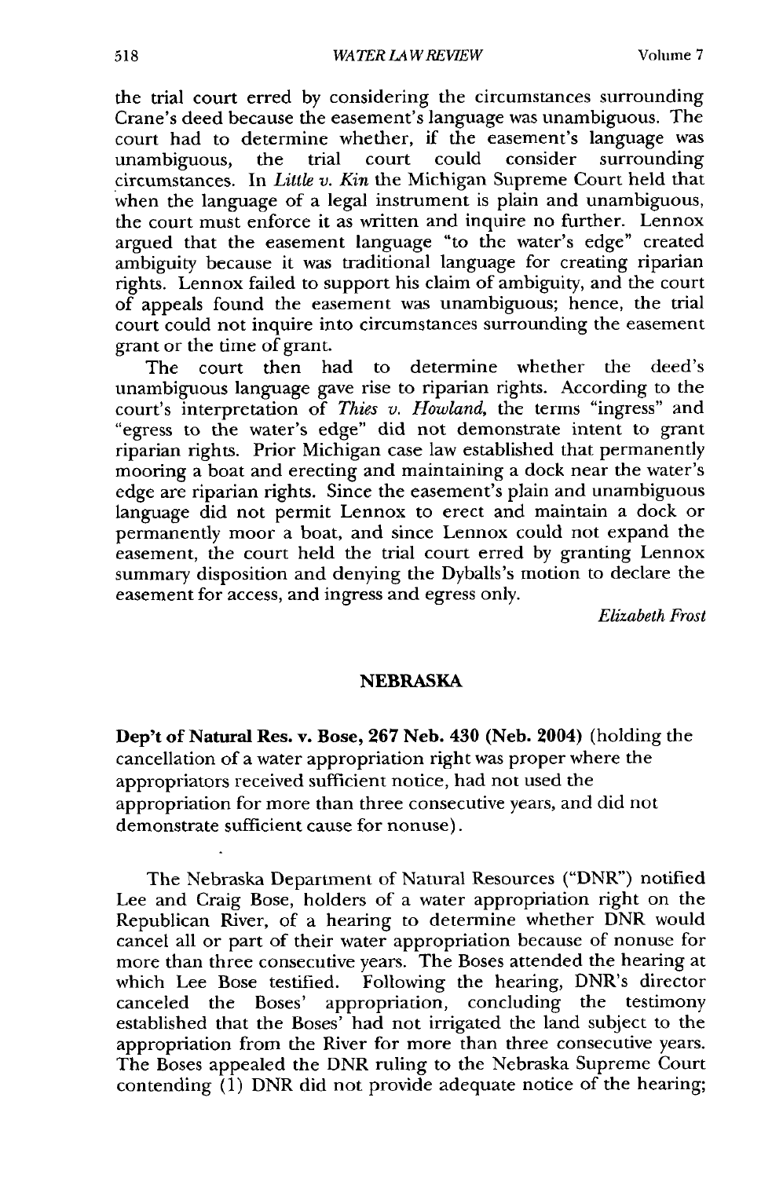the trial court erred by considering the circumstances surrounding Crane's deed because the easement's language was unambiguous. The court had to determine whether, if the easement's language was unambiguous, the trial court could consider surrounding circumstances. In *Little v. Kin* the Michigan Supreme Court held that when the language of a legal instrument is plain and unambiguous, the court must enforce it as written and inquire no further. Lennox argued that the easement language "to the water's edge" created ambiguity because it was traditional language for creating riparian rights. Lennox failed to support his claim of ambiguity, and the court of appeals found the easement was unambiguous; hence, the trial court could not inquire into circumstances surrounding the easement grant or the time of grant.

The court then had to determine whether the deed's unambiguous language gave rise to riparian rights. According to the court's interpretation of *Thies v. Howland*, the terms "ingress" and "egress to the water's edge" did not demonstrate intent to grant riparian rights. Prior Michigan case law established that permanently mooring a boat and erecting and maintaining a dock near the water's edge are riparian rights. Since the easement's plain and unambiguous language did not permit Lennox to erect and maintain a dock or permanently moor a boat, and since Lennox could not expand the easement, the court held the trial court erred by granting Lennox summary disposition and denying the Dyballs's motion to declare the easement for access, and ingress and egress only.

*Elizabeth Frost*

## NEBRASKA

**Dep't of Natural Res. v. Bose, 267 Neb. 430 (Neb. 2004)** (holding the cancellation of a water appropriation right was proper where the appropriators received sufficient notice, had not used the appropriation for more than three consecutive years, and did not demonstrate sufficient cause for nonuse).

The Nebraska Department of Natural Resources ("DNR") notified Lee and Craig Bose, holders of a water appropriation right on the Republican River, of a hearing to determine whether DNR would cancel all or part of their water appropriation because of nonuse for more than three consecutive years. The Boses attended the hearing at which Lee Bose testified. Following the hearing, DNR's director canceled the Boses' appropriation, concluding the testimony established that the Boses' had not irrigated the land subject to the appropriation from the River for more than three consecutive years. The Boses appealed the DNR ruling to the Nebraska Supreme Court contending (1) DNR did not provide adequate notice of the hearing;